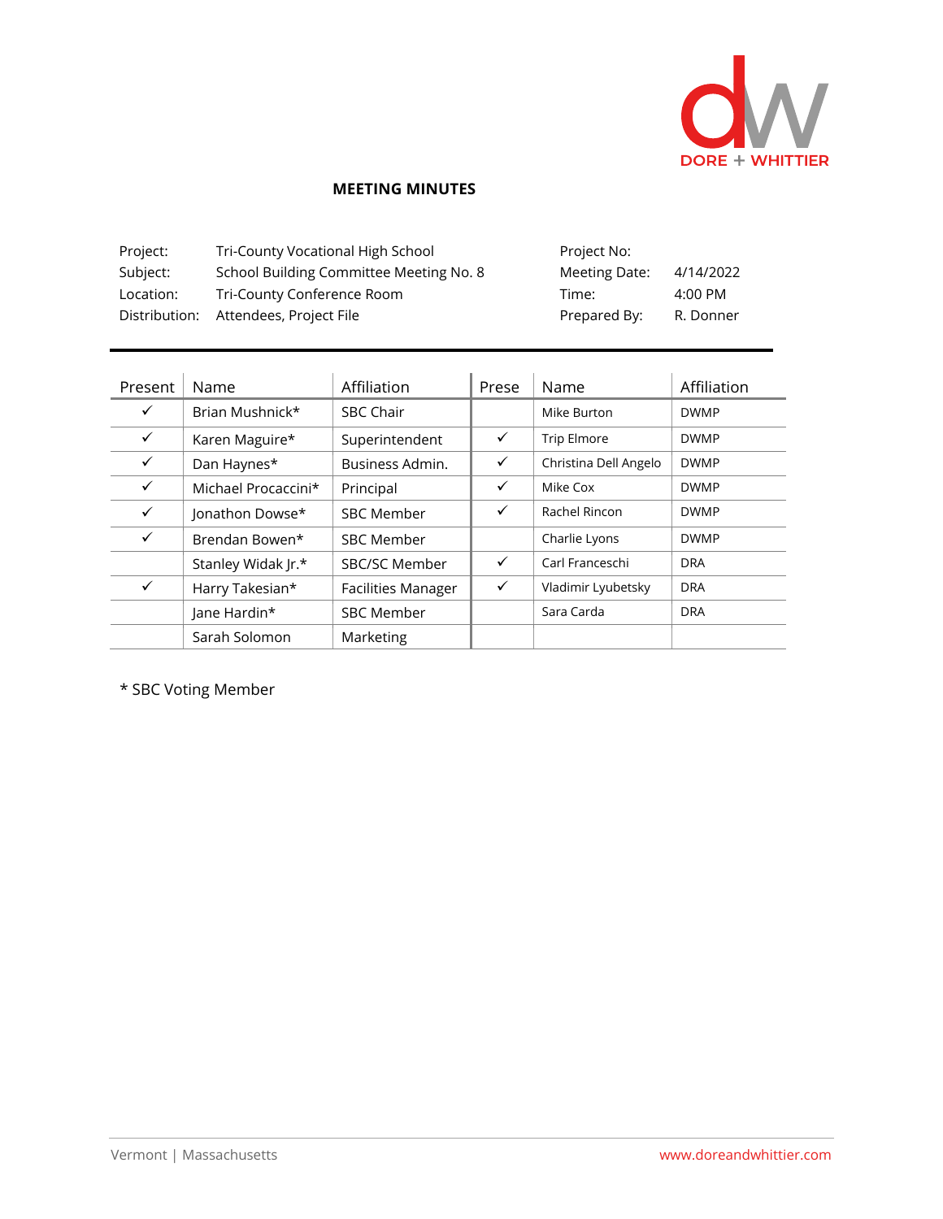# MEETING MINUTES

| | | | |
|---|---|---|---|
| Project: | Tri-County Vocational High School | Project No: | |
| Subject: | School Building Committee Meeting No. 8 | Meeting Date: | 4/14/2022 |
| Location: | Tri-County Conference Room | Time: | 4:00 PM |
| Distribution: | Attendees, Project File | Prepared By: | R. Donner |

| Present | Name | Affiliation | Prese | Name | Affiliation |
|---|---|---|---|---|---|
| ✓ | Brian Mushnick* | SBC Chair | | Mike Burton | DWMP |
| ✓ | Karen Maguire* | Superintendent | ✓ | Trip Elmore | DWMP |
| ✓ | Dan Haynes* | Business Admin. | ✓ | Christina Dell Angelo | DWMP |
| ✓ | Michael Procaccini* | Principal | ✓ | Mike Cox | DWMP |
| ✓ | Jonathon Dowse* | SBC Member | ✓ | Rachel Rincon | DWMP |
| ✓ | Brendan Bowen* | SBC Member | | Charlie Lyons | DWMP |
| | Stanley Widak Jr.* | SBC/SC Member | ✓ | Carl Franceschi | DRA |
| ✓ | Harry Takesian* | Facilities Manager | ✓ | Vladimir Lyubetsky | DRA |
| | Jane Hardin* | SBC Member | | Sara Carda | DRA |
| | Sarah Solomon | Marketing | | | |

* SBC Voting Member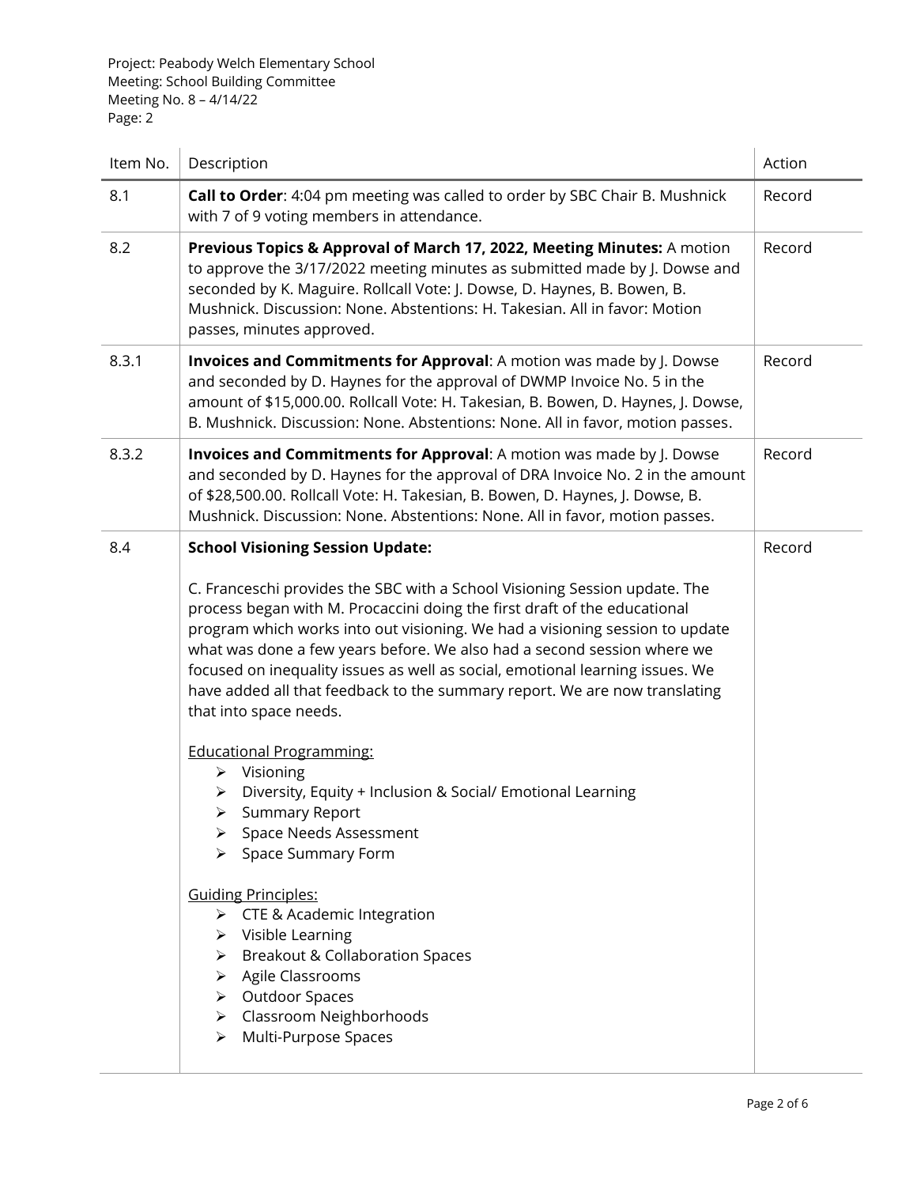Project: Peabody Welch Elementary School
Meeting: School Building Committee
Meeting No. 8 – 4/14/22

| Item No. | Description | Action |
|---|---|---|
| 8.1 | **Call to Order**: 4:04 pm meeting was called to order by SBC Chair B. Mushnick with 7 of 9 voting members in attendance. | Record |
| 8.2 | **Previous Topics & Approval of March 17, 2022, Meeting Minutes:** A motion to approve the 3/17/2022 meeting minutes as submitted made by J. Dowse and seconded by K. Maguire. Rollcall Vote: J. Dowse, D. Haynes, B. Bowen, B. Mushnick. Discussion: None. Abstentions: H. Takesian. All in favor: Motion passes, minutes approved. | Record |
| 8.3.1 | **Invoices and Commitments for Approval**: A motion was made by J. Dowse and seconded by D. Haynes for the approval of DWMP Invoice No. 5 in the amount of $15,000.00. Rollcall Vote: H. Takesian, B. Bowen, D. Haynes, J. Dowse, B. Mushnick. Discussion: None. Abstentions: None. All in favor, motion passes. | Record |
| 8.3.2 | **Invoices and Commitments for Approval**: A motion was made by J. Dowse and seconded by D. Haynes for the approval of DRA Invoice No. 2 in the amount of $28,500.00. Rollcall Vote: H. Takesian, B. Bowen, D. Haynes, J. Dowse, B. Mushnick. Discussion: None. Abstentions: None. All in favor, motion passes. | Record |
| 8.4 | **School Visioning Session Update:**<br><br>C. Franceschi provides the SBC with a School Visioning Session update. The process began with M. Procaccini doing the first draft of the educational program which works into out visioning. We had a visioning session to update what was done a few years before. We also had a second session where we focused on inequality issues as well as social, emotional learning issues. We have added all that feedback to the summary report. We are now translating that into space needs.<br><br><u>Educational Programming:</u><br>➢ Visioning<br>➢ Diversity, Equity + Inclusion & Social/ Emotional Learning<br>➢ Summary Report<br>➢ Space Needs Assessment<br>➢ Space Summary Form<br><br><u>Guiding Principles:</u><br>➢ CTE & Academic Integration<br>➢ Visible Learning<br>➢ Breakout & Collaboration Spaces<br>➢ Agile Classrooms<br>➢ Outdoor Spaces<br>➢ Classroom Neighborhoods<br>➢ Multi-Purpose Spaces | Record |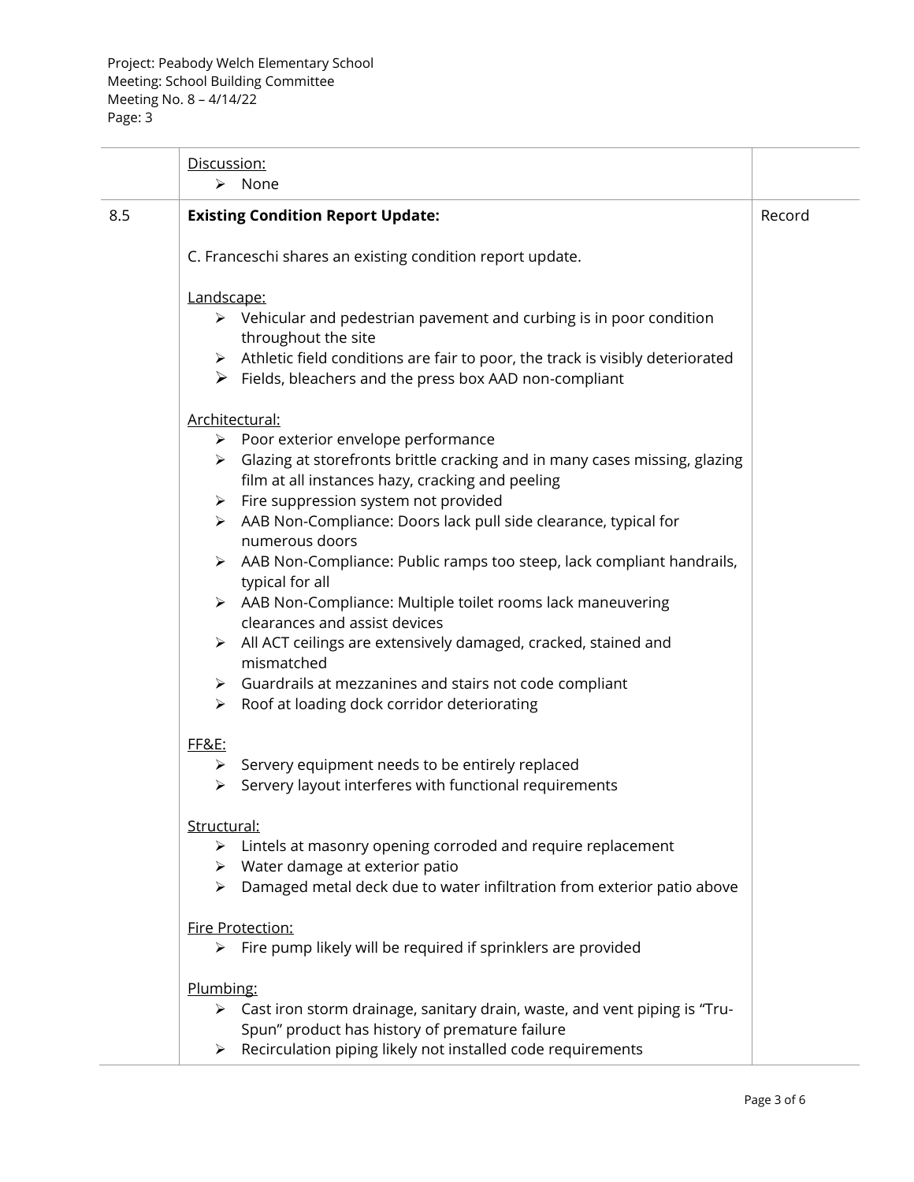| | | |
|---|---|---|
| | <u>Discussion:</u><br>➢ None | |
| 8.5 | **Existing Condition Report Update:**<br><br>C. Franceschi shares an existing condition report update.<br><br><u>Landscape:</u><br>➢ Vehicular and pedestrian pavement and curbing is in poor condition throughout the site<br>➢ Athletic field conditions are fair to poor, the track is visibly deteriorated<br>➢ Fields, bleachers and the press box AAD non-compliant<br><br><u>Architectural:</u><br>➢ Poor exterior envelope performance<br>➢ Glazing at storefronts brittle cracking and in many cases missing, glazing film at all instances hazy, cracking and peeling<br>➢ Fire suppression system not provided<br>➢ AAB Non-Compliance: Doors lack pull side clearance, typical for numerous doors<br>➢ AAB Non-Compliance: Public ramps too steep, lack compliant handrails, typical for all<br>➢ AAB Non-Compliance: Multiple toilet rooms lack maneuvering clearances and assist devices<br>➢ All ACT ceilings are extensively damaged, cracked, stained and mismatched<br>➢ Guardrails at mezzanines and stairs not code compliant<br>➢ Roof at loading dock corridor deteriorating<br><br><u>FF&E:</u><br>➢ Servery equipment needs to be entirely replaced<br>➢ Servery layout interferes with functional requirements<br><br><u>Structural:</u><br>➢ Lintels at masonry opening corroded and require replacement<br>➢ Water damage at exterior patio<br>➢ Damaged metal deck due to water infiltration from exterior patio above<br><br><u>Fire Protection:</u><br>➢ Fire pump likely will be required if sprinklers are provided<br><br><u>Plumbing:</u><br>➢ Cast iron storm drainage, sanitary drain, waste, and vent piping is "Tru-Spun" product has history of premature failure<br>➢ Recirculation piping likely not installed code requirements | Record |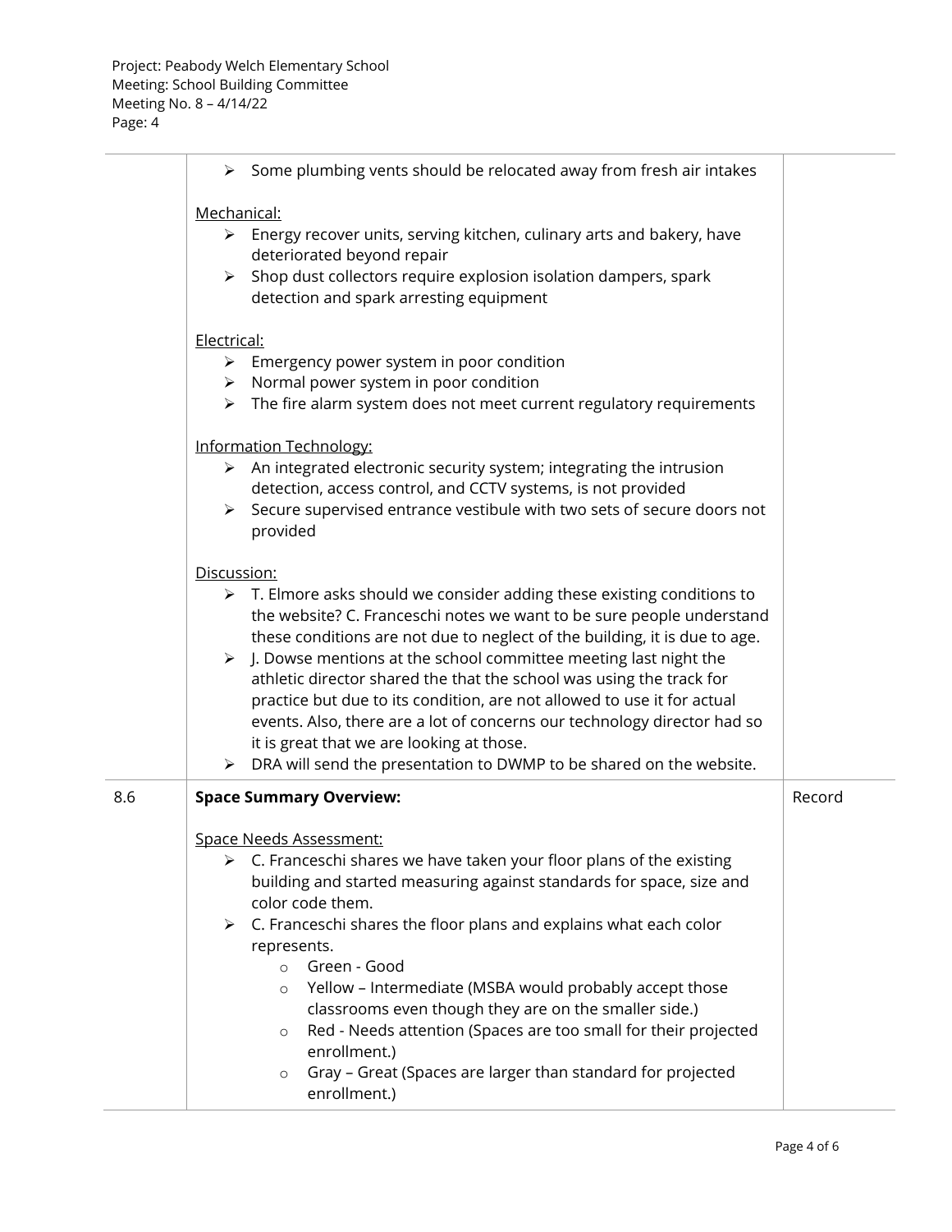| | | |
|---|---|---|
| | ➤ Some plumbing vents should be relocated away from fresh air intakes<br><br><u>Mechanical:</u><br>➤ Energy recover units, serving kitchen, culinary arts and bakery, have deteriorated beyond repair<br>➤ Shop dust collectors require explosion isolation dampers, spark detection and spark arresting equipment<br><br><u>Electrical:</u><br>➤ Emergency power system in poor condition<br>➤ Normal power system in poor condition<br>➤ The fire alarm system does not meet current regulatory requirements<br><br><u>Information Technology:</u><br>➤ An integrated electronic security system; integrating the intrusion detection, access control, and CCTV systems, is not provided<br>➤ Secure supervised entrance vestibule with two sets of secure doors not provided<br><br><u>Discussion:</u><br>➤ T. Elmore asks should we consider adding these existing conditions to the website? C. Franceschi notes we want to be sure people understand these conditions are not due to neglect of the building, it is due to age.<br>➤ J. Dowse mentions at the school committee meeting last night the athletic director shared the that the school was using the track for practice but due to its condition, are not allowed to use it for actual events. Also, there are a lot of concerns our technology director had so it is great that we are looking at those.<br>➤ DRA will send the presentation to DWMP to be shared on the website. | |
| 8.6 | **Space Summary Overview:**<br><br><u>Space Needs Assessment:</u><br>➤ C. Franceschi shares we have taken your floor plans of the existing building and started measuring against standards for space, size and color code them.<br>➤ C. Franceschi shares the floor plans and explains what each color represents.<br>&nbsp;&nbsp;&nbsp;&nbsp;○ Green - Good<br>&nbsp;&nbsp;&nbsp;&nbsp;○ Yellow – Intermediate (MSBA would probably accept those classrooms even though they are on the smaller side.)<br>&nbsp;&nbsp;&nbsp;&nbsp;○ Red - Needs attention (Spaces are too small for their projected enrollment.)<br>&nbsp;&nbsp;&nbsp;&nbsp;○ Gray – Great (Spaces are larger than standard for projected enrollment.) | Record |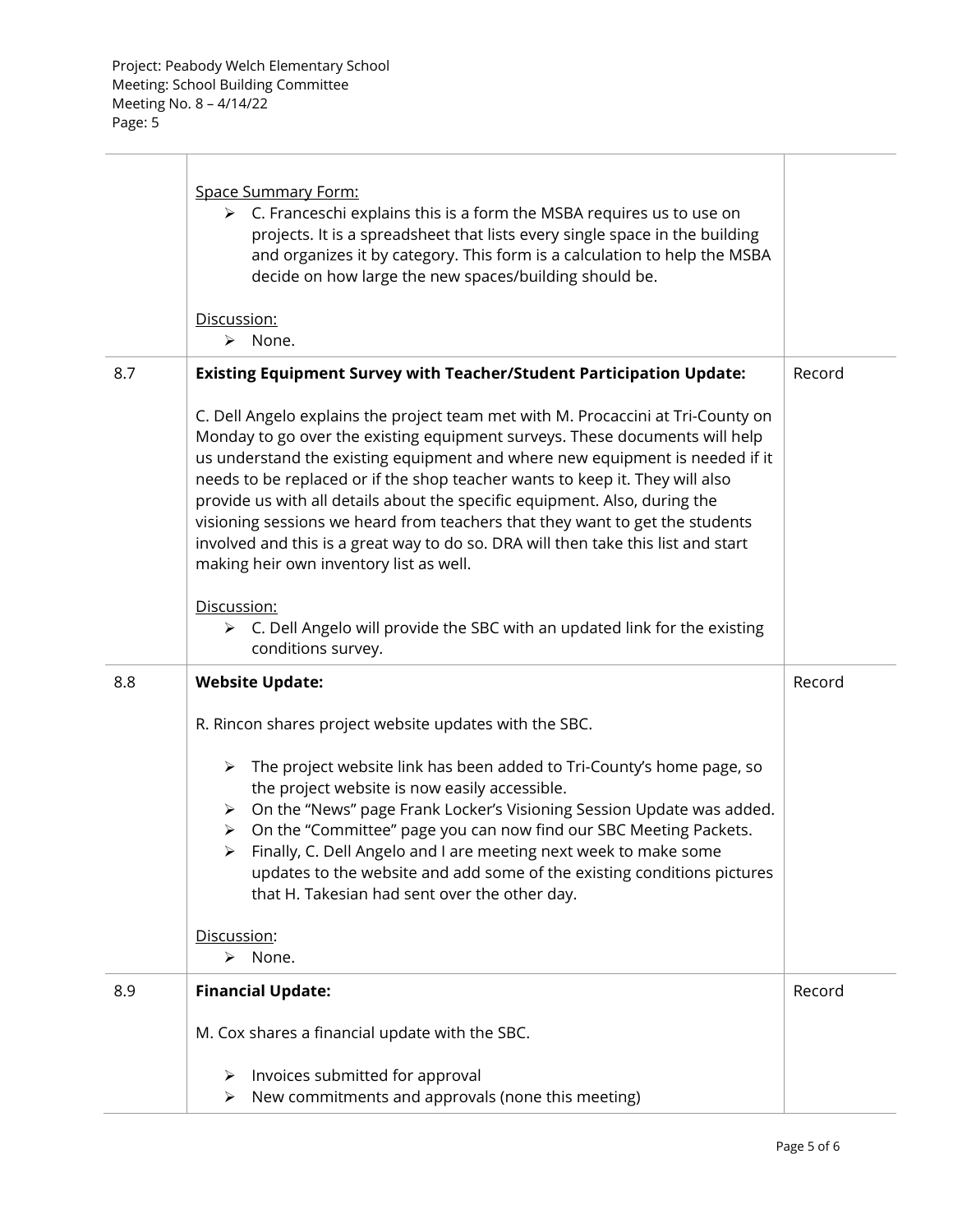Project: Peabody Welch Elementary School
Meeting: School Building Committee
Meeting No. 8 – 4/14/22

| | | |
|---|---|---|
| | <u>Space Summary Form:</u><br>➢ C. Franceschi explains this is a form the MSBA requires us to use on projects. It is a spreadsheet that lists every single space in the building and organizes it by category. This form is a calculation to help the MSBA decide on how large the new spaces/building should be.<br><br><u>Discussion:</u><br>➢ None. | |
| 8.7 | **Existing Equipment Survey with Teacher/Student Participation Update:**<br><br>C. Dell Angelo explains the project team met with M. Procaccini at Tri-County on Monday to go over the existing equipment surveys. These documents will help us understand the existing equipment and where new equipment is needed if it needs to be replaced or if the shop teacher wants to keep it. They will also provide us with all details about the specific equipment. Also, during the visioning sessions we heard from teachers that they want to get the students involved and this is a great way to do so. DRA will then take this list and start making heir own inventory list as well.<br><br><u>Discussion:</u><br>➢ C. Dell Angelo will provide the SBC with an updated link for the existing conditions survey. | Record |
| 8.8 | **Website Update:**<br><br>R. Rincon shares project website updates with the SBC.<br><br>➢ The project website link has been added to Tri-County's home page, so the project website is now easily accessible.<br>➢ On the "News" page Frank Locker's Visioning Session Update was added.<br>➢ On the "Committee" page you can now find our SBC Meeting Packets.<br>➢ Finally, C. Dell Angelo and I are meeting next week to make some updates to the website and add some of the existing conditions pictures that H. Takesian had sent over the other day.<br><br><u>Discussion</u>:<br>➢ None. | Record |
| 8.9 | **Financial Update:**<br><br>M. Cox shares a financial update with the SBC.<br><br>➢ Invoices submitted for approval<br>➢ New commitments and approvals (none this meeting) | Record |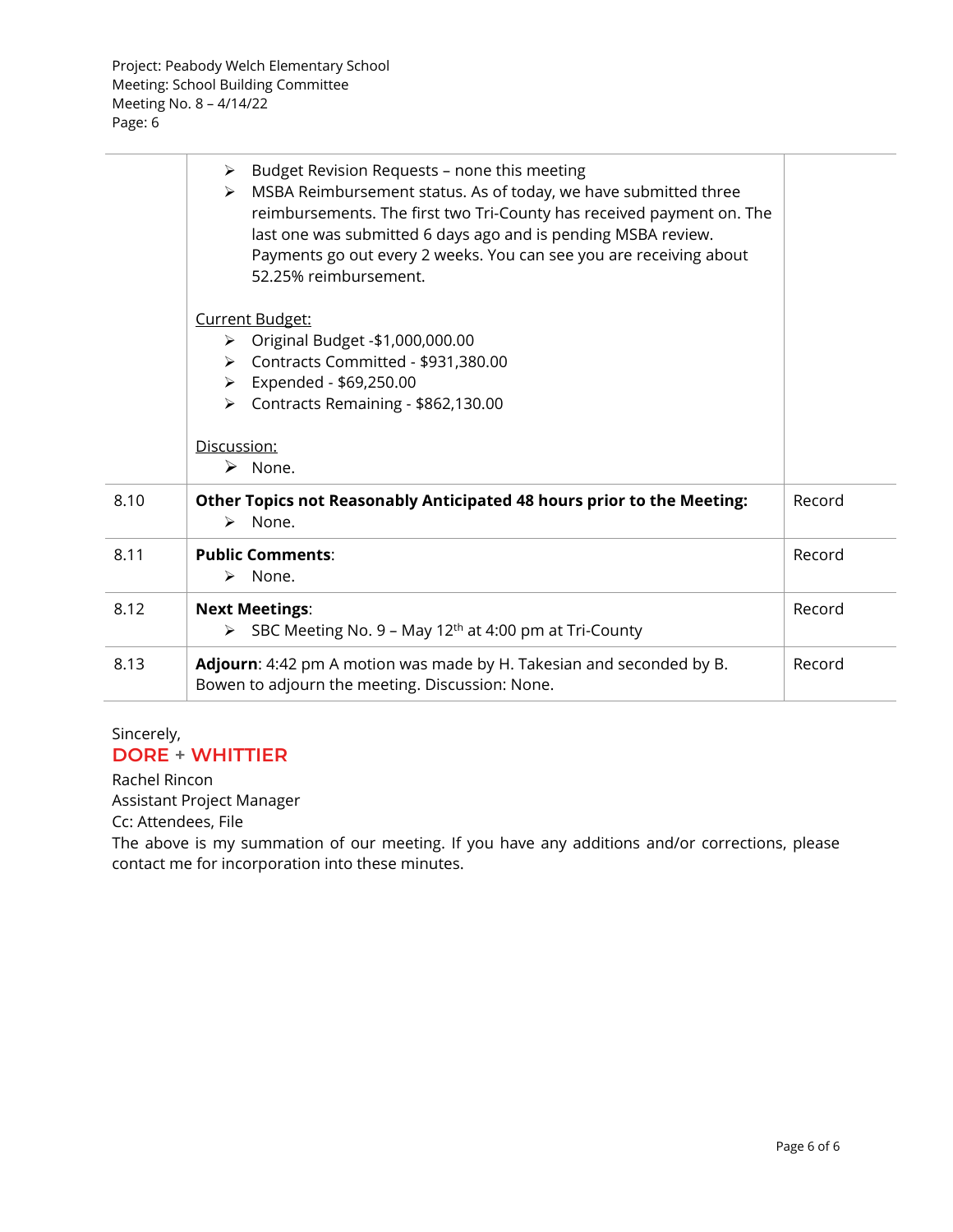Project: Peabody Welch Elementary School
Meeting: School Building Committee
Meeting No. 8 – 4/14/22
Page: 6

| | | |
|---|---|---|
| | ➢ Budget Revision Requests – none this meeting<br>➢ MSBA Reimbursement status. As of today, we have submitted three reimbursements. The first two Tri-County has received payment on. The last one was submitted 6 days ago and is pending MSBA review. Payments go out every 2 weeks. You can see you are receiving about 52.25% reimbursement.<br><br><u>Current Budget:</u><br>➢ Original Budget -$1,000,000.00<br>➢ Contracts Committed - $931,380.00<br>➢ Expended - $69,250.00<br>➢ Contracts Remaining - $862,130.00<br><br><u>Discussion:</u><br>➢ None. | |
| 8.10 | **Other Topics not Reasonably Anticipated 48 hours prior to the Meeting:**<br>➢ None. | Record |
| 8.11 | **Public Comments**:<br>➢ None. | Record |
| 8.12 | **Next Meetings**:<br>➢ SBC Meeting No. 9 – May 12th at 4:00 pm at Tri-County | Record |
| 8.13 | **Adjourn**: 4:42 pm A motion was made by H. Takesian and seconded by B. Bowen to adjourn the meeting. Discussion: None. | Record |

Sincerely,

**DORE + WHITTIER**

Rachel Rincon
Assistant Project Manager
Cc: Attendees, File

The above is my summation of our meeting. If you have any additions and/or corrections, please contact me for incorporation into these minutes.